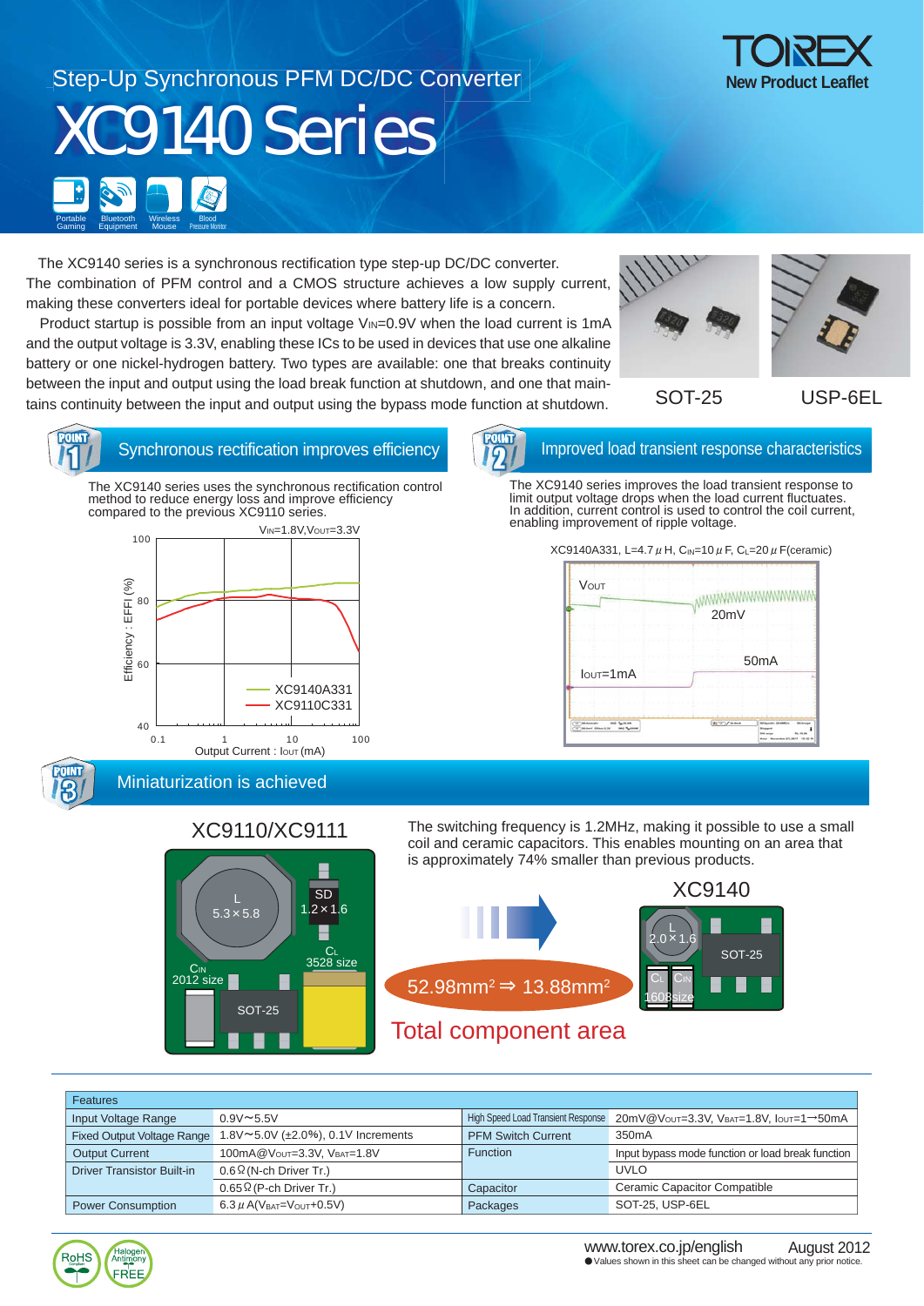Step-Up Synchronous PFM DC/DC Converter

# XC9140 Series

TOREX New Product Leaflet

Portable Gaming | Bluetooth Equipment | Wireless Mouse | Blood Pressure Monitor

The XC9140 series is a synchronous rectification type step-up DC/DC converter. The combination of PFM control and a CMOS structure achieves a low supply current, making these converters ideal for portable devices where battery life is a concern.

Product startup is possible from an input voltage $V_{IN}$=0.9V when the load current is 1mA and the output voltage is 3.3V, enabling these ICs to be used in devices that use one alkaline battery or one nickel-hydrogen battery. Two types are available: one that breaks continuity between the input and output using the load break function at shutdown, and one that maintains continuity between the input and output using the bypass mode function at shutdown.

SOT-25 | USP-6EL

## POINT 1: Synchronous rectification improves efficiency

The XC9140 series uses the synchronous rectification control method to reduce energy loss and improve efficiency compared to the previous XC9110 series.

$V_{IN}$=1.8V, $V_{OUT}$=3.3V

Efficiency : EFFI (%) vs. Output Current : $I_{OUT}$ (mA) — XC9140A331, XC9110C331

## POINT 2: Improved load transient response characteristics

The XC9140 series improves the load transient response to limit output voltage drops when the load current fluctuates. In addition, current control is used to control the coil current, enabling improvement of ripple voltage.

XC9140A331, L=4.7μH, $C_{IN}$=10μF, $C_L$=20μF(ceramic)

$V_{OUT}$ 20mV; $I_{OUT}$=1mA → 50mA

## POINT 3: Miniaturization is achieved

The switching frequency is 1.2MHz, making it possible to use a small coil and ceramic capacitors. This enables mounting on an area that is approximately 74% smaller than previous products.

XC9110/XC9111: L 5.3×5.8, SD 1.2×1.6, $C_L$ 3528 size, $C_{IN}$ 2012 size, SOT-25

XC9140: L 2.0×1.6, SOT-25, $C_L$ $C_{IN}$ 1608size

52.98mm² ⇒ 13.88mm²

Total component area

| Features | | | |
|---|---|---|---|
| Input Voltage Range | 0.9V〜5.5V | High Speed Load Transient Response | 20mV@$V_{OUT}$=3.3V, $V_{BAT}$=1.8V, $I_{OUT}$=1→50mA |
| Fixed Output Voltage Range | 1.8V〜5.0V (±2.0%), 0.1V Increments | PFM Switch Current | 350mA |
| Output Current | 100mA@$V_{OUT}$=3.3V, $V_{BAT}$=1.8V | Function | Input bypass mode function or load break function |
| Driver Transistor Built-in | 0.6Ω(N-ch Driver Tr.) | | UVLO |
| | 0.65Ω(P-ch Driver Tr.) | Capacitor | Ceramic Capacitor Compatible |
| Power Consumption | 6.3μA($V_{BAT}$=$V_{OUT}$+0.5V) | Packages | SOT-25, USP-6EL |

RoHS Compliant | Halogen Antimony FREE

www.torex.co.jp/english August 2012

● Values shown in this sheet can be changed without any prior notice.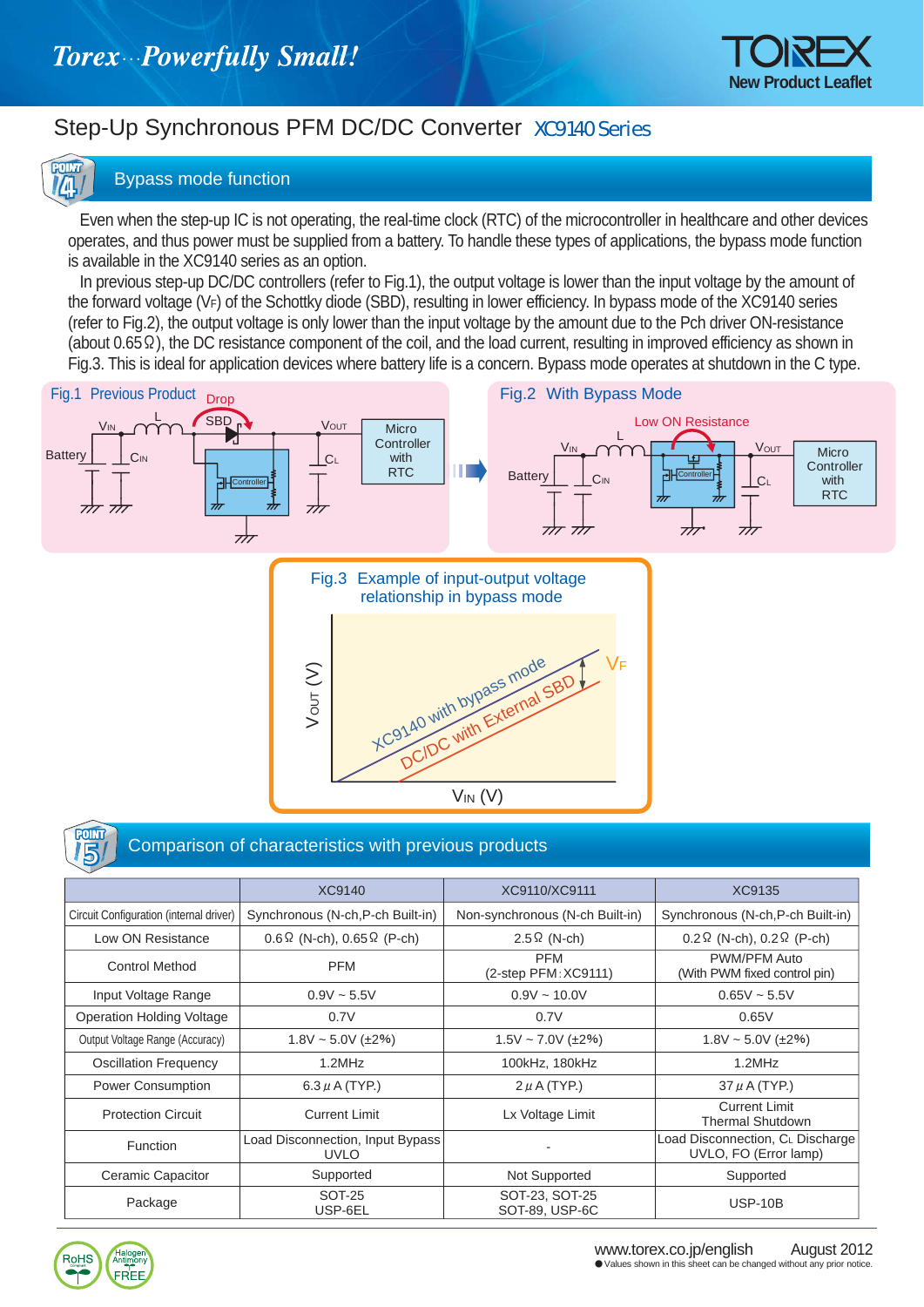# Step-Up Synchronous PFM DC/DC Converter XC9140 Series

## POINT 4 Bypass mode function

Even when the step-up IC is not operating, the real-time clock (RTC) of the microcontroller in healthcare and other devices operates, and thus power must be supplied from a battery. To handle these types of applications, the bypass mode function is available in the XC9140 series as an option.

In previous step-up DC/DC controllers (refer to Fig.1), the output voltage is lower than the input voltage by the amount of the forward voltage ($V_F$) of the Schottky diode (SBD), resulting in lower efficiency. In bypass mode of the XC9140 series (refer to Fig.2), the output voltage is only lower than the input voltage by the amount due to the Pch driver ON-resistance (about 0.65Ω), the DC resistance component of the coil, and the load current, resulting in improved efficiency as shown in Fig.3. This is ideal for application devices where battery life is a concern. Bypass mode operates at shutdown in the C type.

Fig.1 Previous Product

Drop
Battery
$V_{IN}$
L
SBD
$C_{IN}$
Controller
$V_{OUT}$
$C_L$
Micro Controller with RTC

Fig.2 With Bypass Mode

Low ON Resistance
Battery
$V_{IN}$
L
$C_{IN}$
Controller
$V_{OUT}$
$C_L$
Micro Controller with RTC

Fig.3 Example of input-output voltage relationship in bypass mode

$V_{OUT}$ (V)
$V_{IN}$ (V)
XC9140 with bypass mode
DC/DC with External SBD
$V_F$

## POINT 5 Comparison of characteristics with previous products

| | XC9140 | XC9110/XC9111 | XC9135 |
|---|---|---|---|
| Circuit Configuration (internal driver) | Synchronous (N-ch,P-ch Built-in) | Non-synchronous (N-ch Built-in) | Synchronous (N-ch,P-ch Built-in) |
| Low ON Resistance | 0.6Ω (N-ch), 0.65Ω (P-ch) | 2.5Ω (N-ch) | 0.2Ω (N-ch), 0.2Ω (P-ch) |
| Control Method | PFM | PFM (2-step PFM:XC9111) | PWM/PFM Auto (With PWM fixed control pin) |
| Input Voltage Range | 0.9V ~ 5.5V | 0.9V ~ 10.0V | 0.65V ~ 5.5V |
| Operation Holding Voltage | 0.7V | 0.7V | 0.65V |
| Output Voltage Range (Accuracy) | 1.8V ~ 5.0V (±2%) | 1.5V ~ 7.0V (±2%) | 1.8V ~ 5.0V (±2%) |
| Oscillation Frequency | 1.2MHz | 100kHz, 180kHz | 1.2MHz |
| Power Consumption | 6.3μA (TYP.) | 2μA (TYP.) | 37μA (TYP.) |
| Protection Circuit | Current Limit | Lx Voltage Limit | Current Limit Thermal Shutdown |
| Function | Load Disconnection, Input Bypass UVLO | - | Load Disconnection, $C_L$ Discharge UVLO, FO (Error lamp) |
| Ceramic Capacitor | Supported | Not Supported | Supported |
| Package | SOT-25 USP-6EL | SOT-23, SOT-25 SOT-89, USP-6C | USP-10B |

RoHS Compliant / Halogen Antimony FREE

www.torex.co.jp/english August 2012

● Values shown in this sheet can be changed without any prior notice.